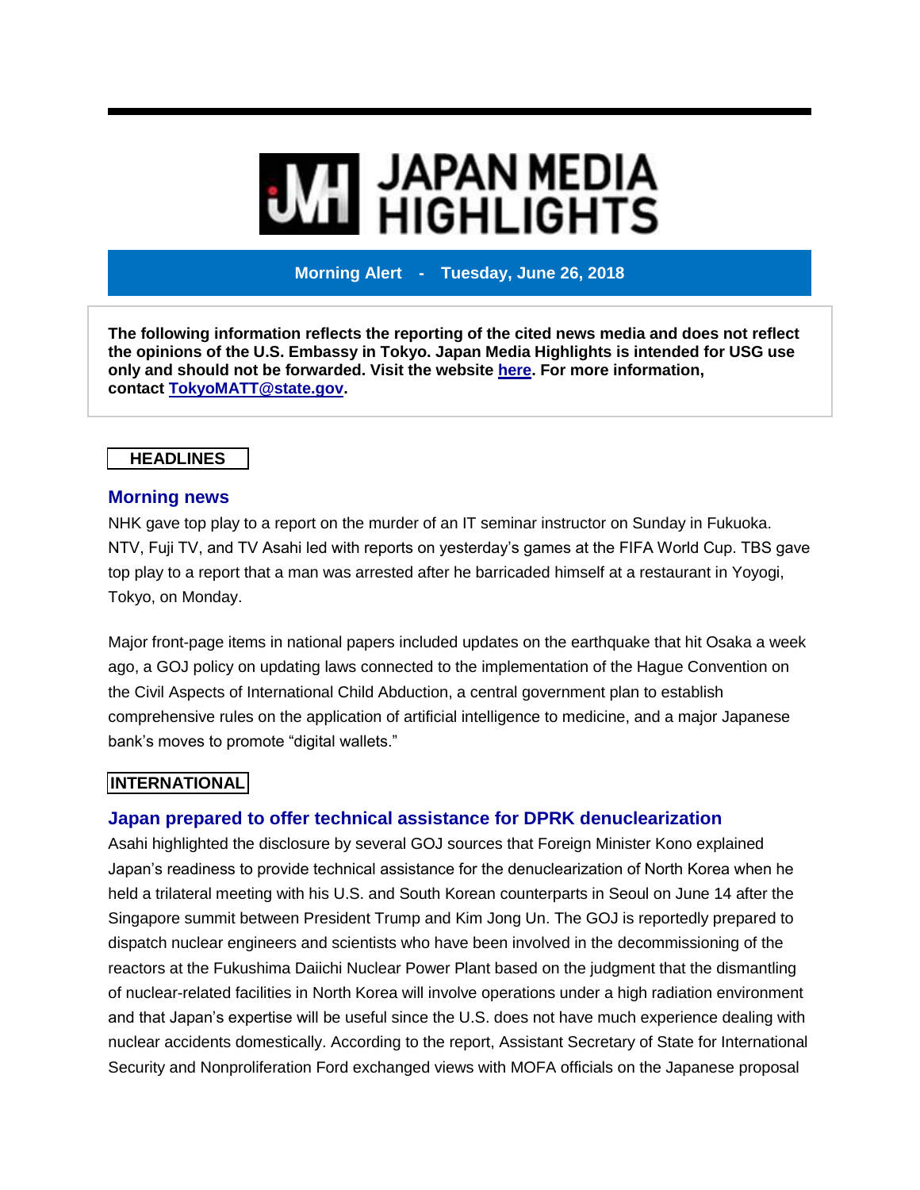# JAPAN MEDIA HIGHLIGHTS

**Morning Alert - Tuesday, June 26, 2018**

**The following information reflects the reporting of the cited news media and does not reflect the opinions of the U.S. Embassy in Tokyo. Japan Media Highlights is intended for USG use only and should not be forwarded. Visit the website [here](). For more information, contact [TokyoMATT@state.gov](mailto:TokyoMATT@state.gov).**

## HEADLINES

### Morning news

NHK gave top play to a report on the murder of an IT seminar instructor on Sunday in Fukuoka. NTV, Fuji TV, and TV Asahi led with reports on yesterday's games at the FIFA World Cup. TBS gave top play to a report that a man was arrested after he barricaded himself at a restaurant in Yoyogi, Tokyo, on Monday.

Major front-page items in national papers included updates on the earthquake that hit Osaka a week ago, a GOJ policy on updating laws connected to the implementation of the Hague Convention on the Civil Aspects of International Child Abduction, a central government plan to establish comprehensive rules on the application of artificial intelligence to medicine, and a major Japanese bank's moves to promote "digital wallets."

## INTERNATIONAL

### Japan prepared to offer technical assistance for DPRK denuclearization

Asahi highlighted the disclosure by several GOJ sources that Foreign Minister Kono explained Japan's readiness to provide technical assistance for the denuclearization of North Korea when he held a trilateral meeting with his U.S. and South Korean counterparts in Seoul on June 14 after the Singapore summit between President Trump and Kim Jong Un. The GOJ is reportedly prepared to dispatch nuclear engineers and scientists who have been involved in the decommissioning of the reactors at the Fukushima Daiichi Nuclear Power Plant based on the judgment that the dismantling of nuclear-related facilities in North Korea will involve operations under a high radiation environment and that Japan's expertise will be useful since the U.S. does not have much experience dealing with nuclear accidents domestically. According to the report, Assistant Secretary of State for International Security and Nonproliferation Ford exchanged views with MOFA officials on the Japanese proposal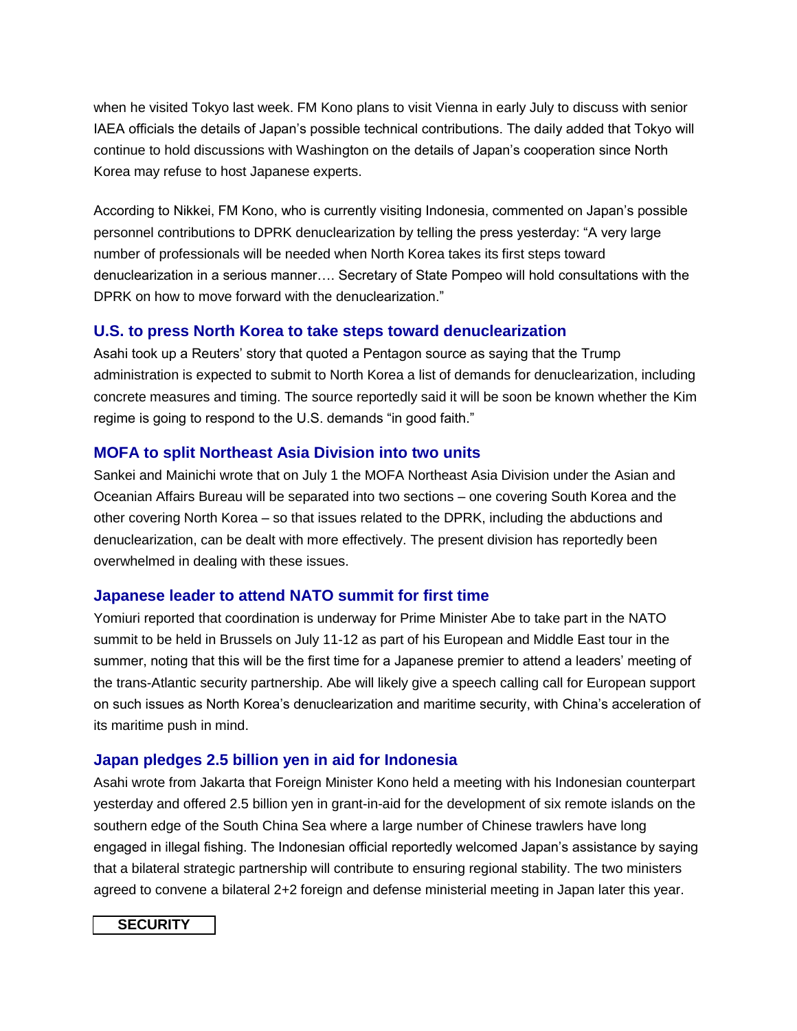when he visited Tokyo last week. FM Kono plans to visit Vienna in early July to discuss with senior IAEA officials the details of Japan's possible technical contributions. The daily added that Tokyo will continue to hold discussions with Washington on the details of Japan's cooperation since North Korea may refuse to host Japanese experts.

According to Nikkei, FM Kono, who is currently visiting Indonesia, commented on Japan's possible personnel contributions to DPRK denuclearization by telling the press yesterday: "A very large number of professionals will be needed when North Korea takes its first steps toward denuclearization in a serious manner…. Secretary of State Pompeo will hold consultations with the DPRK on how to move forward with the denuclearization."

### U.S. to press North Korea to take steps toward denuclearization

Asahi took up a Reuters' story that quoted a Pentagon source as saying that the Trump administration is expected to submit to North Korea a list of demands for denuclearization, including concrete measures and timing. The source reportedly said it will be soon be known whether the Kim regime is going to respond to the U.S. demands "in good faith."

### MOFA to split Northeast Asia Division into two units

Sankei and Mainichi wrote that on July 1 the MOFA Northeast Asia Division under the Asian and Oceanian Affairs Bureau will be separated into two sections – one covering South Korea and the other covering North Korea – so that issues related to the DPRK, including the abductions and denuclearization, can be dealt with more effectively. The present division has reportedly been overwhelmed in dealing with these issues.

### Japanese leader to attend NATO summit for first time

Yomiuri reported that coordination is underway for Prime Minister Abe to take part in the NATO summit to be held in Brussels on July 11-12 as part of his European and Middle East tour in the summer, noting that this will be the first time for a Japanese premier to attend a leaders' meeting of the trans-Atlantic security partnership. Abe will likely give a speech calling call for European support on such issues as North Korea's denuclearization and maritime security, with China's acceleration of its maritime push in mind.

### Japan pledges 2.5 billion yen in aid for Indonesia

Asahi wrote from Jakarta that Foreign Minister Kono held a meeting with his Indonesian counterpart yesterday and offered 2.5 billion yen in grant-in-aid for the development of six remote islands on the southern edge of the South China Sea where a large number of Chinese trawlers have long engaged in illegal fishing. The Indonesian official reportedly welcomed Japan's assistance by saying that a bilateral strategic partnership will contribute to ensuring regional stability. The two ministers agreed to convene a bilateral 2+2 foreign and defense ministerial meeting in Japan later this year.

## SECURITY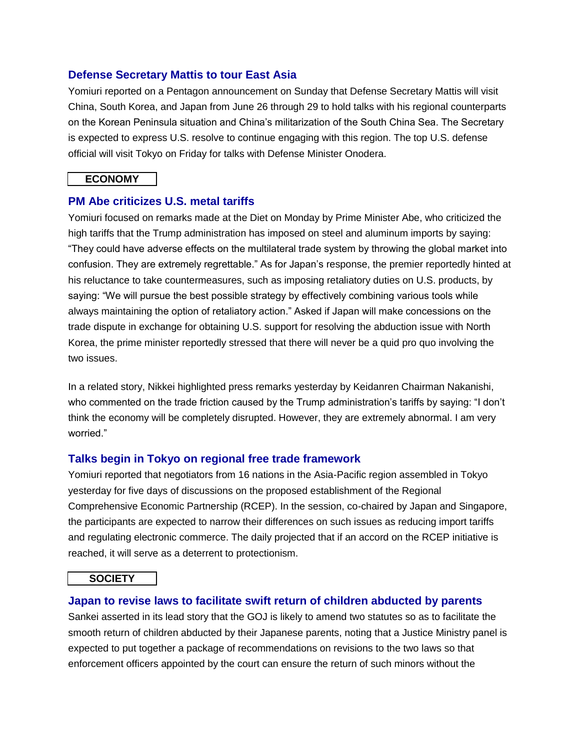### Defense Secretary Mattis to tour East Asia

Yomiuri reported on a Pentagon announcement on Sunday that Defense Secretary Mattis will visit China, South Korea, and Japan from June 26 through 29 to hold talks with his regional counterparts on the Korean Peninsula situation and China's militarization of the South China Sea. The Secretary is expected to express U.S. resolve to continue engaging with this region. The top U.S. defense official will visit Tokyo on Friday for talks with Defense Minister Onodera.

## ECONOMY

### PM Abe criticizes U.S. metal tariffs

Yomiuri focused on remarks made at the Diet on Monday by Prime Minister Abe, who criticized the high tariffs that the Trump administration has imposed on steel and aluminum imports by saying: "They could have adverse effects on the multilateral trade system by throwing the global market into confusion. They are extremely regrettable." As for Japan's response, the premier reportedly hinted at his reluctance to take countermeasures, such as imposing retaliatory duties on U.S. products, by saying: "We will pursue the best possible strategy by effectively combining various tools while always maintaining the option of retaliatory action." Asked if Japan will make concessions on the trade dispute in exchange for obtaining U.S. support for resolving the abduction issue with North Korea, the prime minister reportedly stressed that there will never be a quid pro quo involving the two issues.

In a related story, Nikkei highlighted press remarks yesterday by Keidanren Chairman Nakanishi, who commented on the trade friction caused by the Trump administration's tariffs by saying: "I don't think the economy will be completely disrupted. However, they are extremely abnormal. I am very worried."

### Talks begin in Tokyo on regional free trade framework

Yomiuri reported that negotiators from 16 nations in the Asia-Pacific region assembled in Tokyo yesterday for five days of discussions on the proposed establishment of the Regional Comprehensive Economic Partnership (RCEP). In the session, co-chaired by Japan and Singapore, the participants are expected to narrow their differences on such issues as reducing import tariffs and regulating electronic commerce. The daily projected that if an accord on the RCEP initiative is reached, it will serve as a deterrent to protectionism.

## SOCIETY

### Japan to revise laws to facilitate swift return of children abducted by parents

Sankei asserted in its lead story that the GOJ is likely to amend two statutes so as to facilitate the smooth return of children abducted by their Japanese parents, noting that a Justice Ministry panel is expected to put together a package of recommendations on revisions to the two laws so that enforcement officers appointed by the court can ensure the return of such minors without the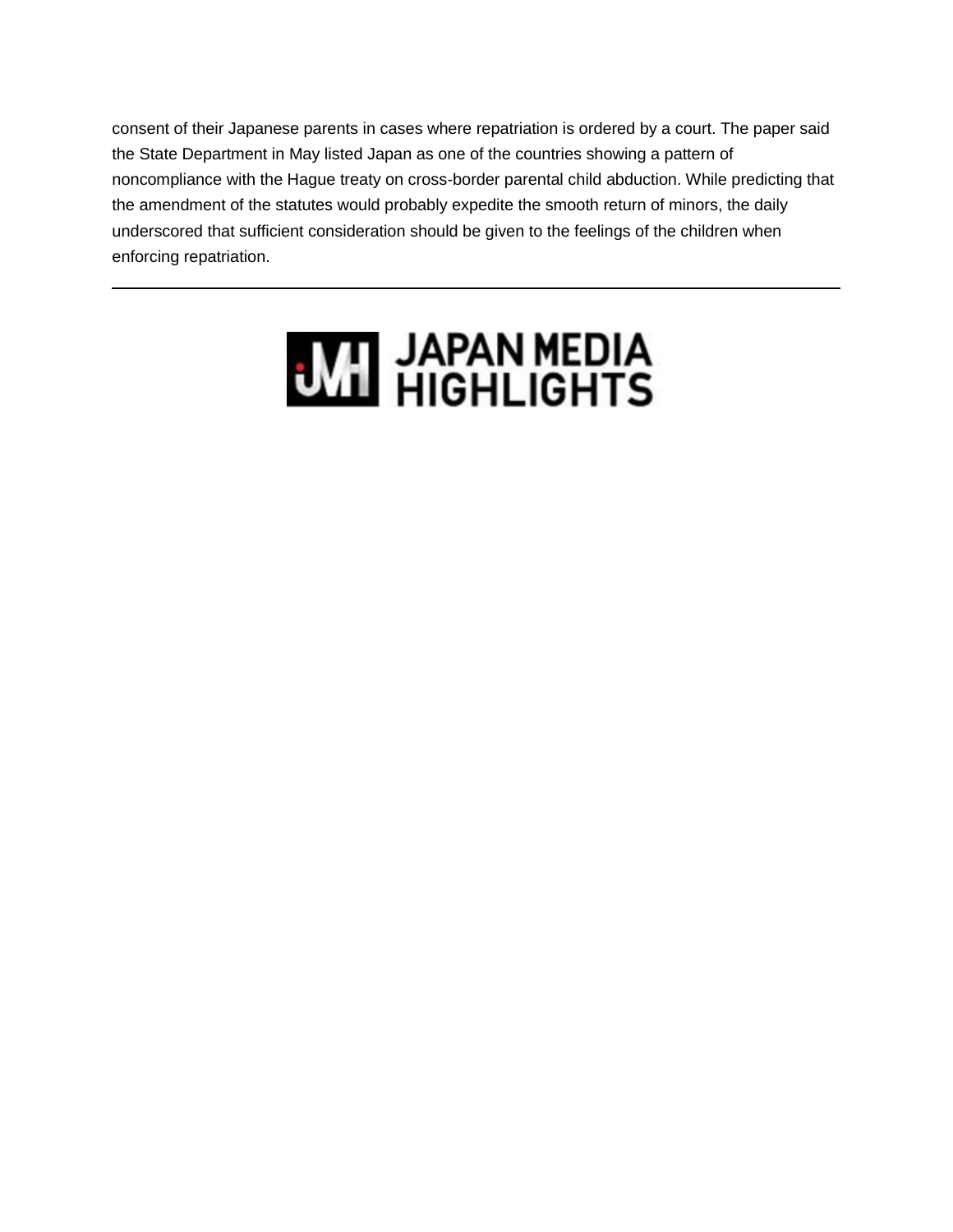consent of their Japanese parents in cases where repatriation is ordered by a court. The paper said the State Department in May listed Japan as one of the countries showing a pattern of noncompliance with the Hague treaty on cross-border parental child abduction. While predicting that the amendment of the statutes would probably expedite the smooth return of minors, the daily underscored that sufficient consideration should be given to the feelings of the children when enforcing repatriation.

---

JAPAN MEDIA HIGHLIGHTS